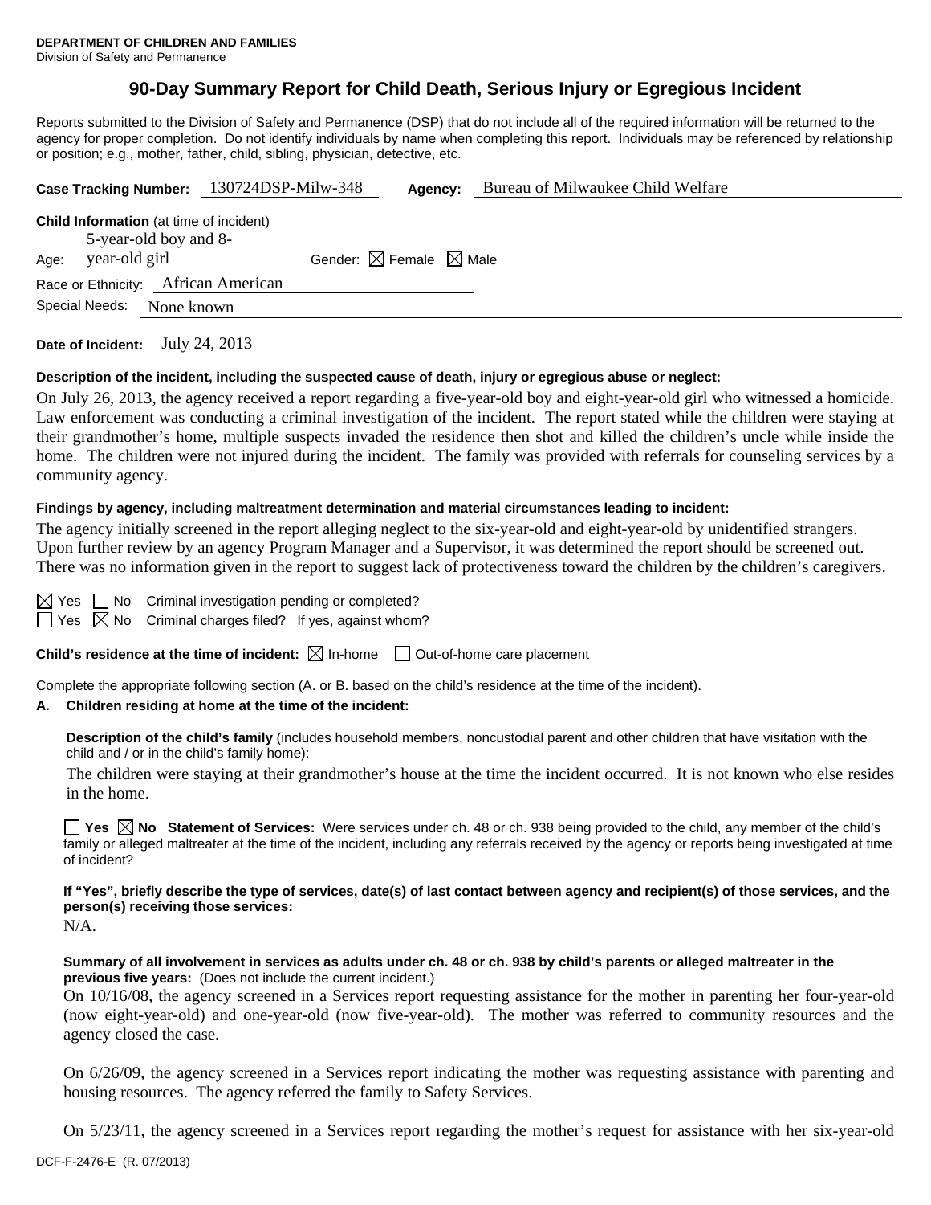**DEPARTMENT OF CHILDREN AND FAMILIES**
Division of Safety and Permanence

# 90-Day Summary Report for Child Death, Serious Injury or Egregious Incident

Reports submitted to the Division of Safety and Permanence (DSP) that do not include all of the required information will be returned to the agency for proper completion. Do not identify individuals by name when completing this report. Individuals may be referenced by relationship or position; e.g., mother, father, child, sibling, physician, detective, etc.

**Case Tracking Number:** 130724DSP-Milw-348 **Agency:** Bureau of Milwaukee Child Welfare

**Child Information** (at time of incident)

Age: 5-year-old boy and 8-year-old girl Gender: ☒ Female ☒ Male

Race or Ethnicity: African American

Special Needs: None known

**Date of Incident:** July 24, 2013

**Description of the incident, including the suspected cause of death, injury or egregious abuse or neglect:**

On July 26, 2013, the agency received a report regarding a five-year-old boy and eight-year-old girl who witnessed a homicide. Law enforcement was conducting a criminal investigation of the incident. The report stated while the children were staying at their grandmother's home, multiple suspects invaded the residence then shot and killed the children's uncle while inside the home. The children were not injured during the incident. The family was provided with referrals for counseling services by a community agency.

**Findings by agency, including maltreatment determination and material circumstances leading to incident:**

The agency initially screened in the report alleging neglect to the six-year-old and eight-year-old by unidentified strangers. Upon further review by an agency Program Manager and a Supervisor, it was determined the report should be screened out. There was no information given in the report to suggest lack of protectiveness toward the children by the children's caregivers.

☒ Yes ☐ No Criminal investigation pending or completed?
☐ Yes ☒ No Criminal charges filed? If yes, against whom?

**Child's residence at the time of incident:** ☒ In-home ☐ Out-of-home care placement

Complete the appropriate following section (A. or B. based on the child's residence at the time of the incident).

**A. Children residing at home at the time of the incident:**

**Description of the child's family** (includes household members, noncustodial parent and other children that have visitation with the child and / or in the child's family home):

The children were staying at their grandmother's house at the time the incident occurred. It is not known who else resides in the home.

☐ **Yes** ☒ **No Statement of Services:** Were services under ch. 48 or ch. 938 being provided to the child, any member of the child's family or alleged maltreater at the time of the incident, including any referrals received by the agency or reports being investigated at time of incident?

**If "Yes", briefly describe the type of services, date(s) of last contact between agency and recipient(s) of those services, and the person(s) receiving those services:**

N/A.

**Summary of all involvement in services as adults under ch. 48 or ch. 938 by child's parents or alleged maltreater in the previous five years:** (Does not include the current incident.)

On 10/16/08, the agency screened in a Services report requesting assistance for the mother in parenting her four-year-old (now eight-year-old) and one-year-old (now five-year-old). The mother was referred to community resources and the agency closed the case.

On 6/26/09, the agency screened in a Services report indicating the mother was requesting assistance with parenting and housing resources. The agency referred the family to Safety Services.

On 5/23/11, the agency screened in a Services report regarding the mother's request for assistance with her six-year-old

DCF-F-2476-E (R. 07/2013)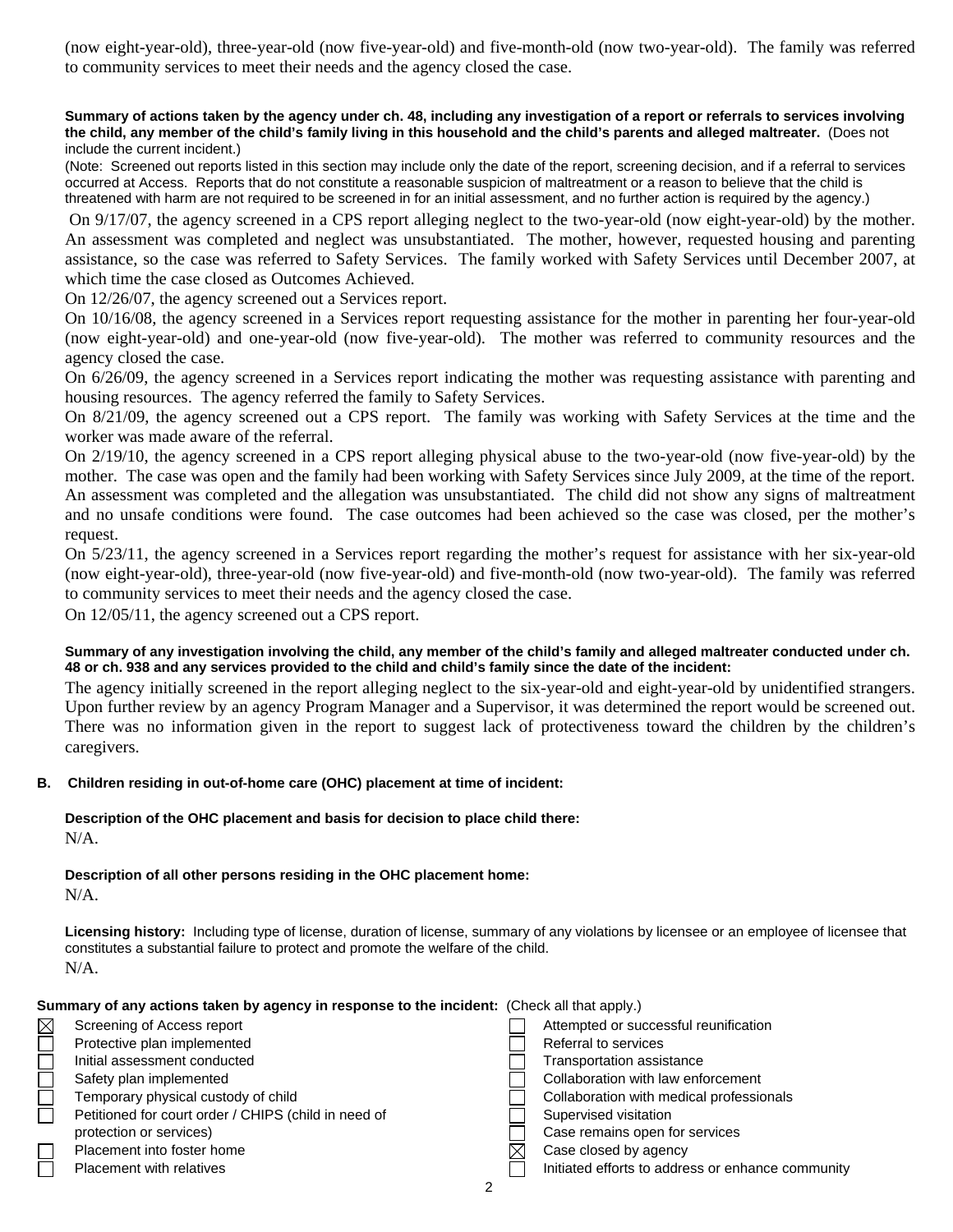(now eight-year-old), three-year-old (now five-year-old) and five-month-old (now two-year-old). The family was referred to community services to meet their needs and the agency closed the case.

**Summary of actions taken by the agency under ch. 48, including any investigation of a report or referrals to services involving the child, any member of the child's family living in this household and the child's parents and alleged maltreater.** (Does not include the current incident.)

(Note: Screened out reports listed in this section may include only the date of the report, screening decision, and if a referral to services occurred at Access. Reports that do not constitute a reasonable suspicion of maltreatment or a reason to believe that the child is threatened with harm are not required to be screened in for an initial assessment, and no further action is required by the agency.)

On 9/17/07, the agency screened in a CPS report alleging neglect to the two-year-old (now eight-year-old) by the mother. An assessment was completed and neglect was unsubstantiated. The mother, however, requested housing and parenting assistance, so the case was referred to Safety Services. The family worked with Safety Services until December 2007, at which time the case closed as Outcomes Achieved.

On 12/26/07, the agency screened out a Services report.

On 10/16/08, the agency screened in a Services report requesting assistance for the mother in parenting her four-year-old (now eight-year-old) and one-year-old (now five-year-old). The mother was referred to community resources and the agency closed the case.

On 6/26/09, the agency screened in a Services report indicating the mother was requesting assistance with parenting and housing resources. The agency referred the family to Safety Services.

On 8/21/09, the agency screened out a CPS report. The family was working with Safety Services at the time and the worker was made aware of the referral.

On 2/19/10, the agency screened in a CPS report alleging physical abuse to the two-year-old (now five-year-old) by the mother. The case was open and the family had been working with Safety Services since July 2009, at the time of the report. An assessment was completed and the allegation was unsubstantiated. The child did not show any signs of maltreatment and no unsafe conditions were found. The case outcomes had been achieved so the case was closed, per the mother's request.

On 5/23/11, the agency screened in a Services report regarding the mother's request for assistance with her six-year-old (now eight-year-old), three-year-old (now five-year-old) and five-month-old (now two-year-old). The family was referred to community services to meet their needs and the agency closed the case.

On 12/05/11, the agency screened out a CPS report.

**Summary of any investigation involving the child, any member of the child's family and alleged maltreater conducted under ch. 48 or ch. 938 and any services provided to the child and child's family since the date of the incident:**

The agency initially screened in the report alleging neglect to the six-year-old and eight-year-old by unidentified strangers. Upon further review by an agency Program Manager and a Supervisor, it was determined the report would be screened out. There was no information given in the report to suggest lack of protectiveness toward the children by the children's caregivers.

**B. Children residing in out-of-home care (OHC) placement at time of incident:**

**Description of the OHC placement and basis for decision to place child there:**
N/A.

**Description of all other persons residing in the OHC placement home:**
N/A.

**Licensing history:** Including type of license, duration of license, summary of any violations by licensee or an employee of licensee that constitutes a substantial failure to protect and promote the welfare of the child.
N/A.

**Summary of any actions taken by agency in response to the incident:** (Check all that apply.)

| | | | |
|---|---|---|---|
| ☒ | Screening of Access report | ☐ | Attempted or successful reunification |
| ☐ | Protective plan implemented | ☐ | Referral to services |
| ☐ | Initial assessment conducted | ☐ | Transportation assistance |
| ☐ | Safety plan implemented | ☐ | Collaboration with law enforcement |
| ☐ | Temporary physical custody of child | ☐ | Collaboration with medical professionals |
| ☐ | Petitioned for court order / CHIPS (child in need of protection or services) | ☐ | Supervised visitation |
| | | ☐ | Case remains open for services |
| ☐ | Placement into foster home | ☒ | Case closed by agency |
| ☐ | Placement with relatives | ☐ | Initiated efforts to address or enhance community |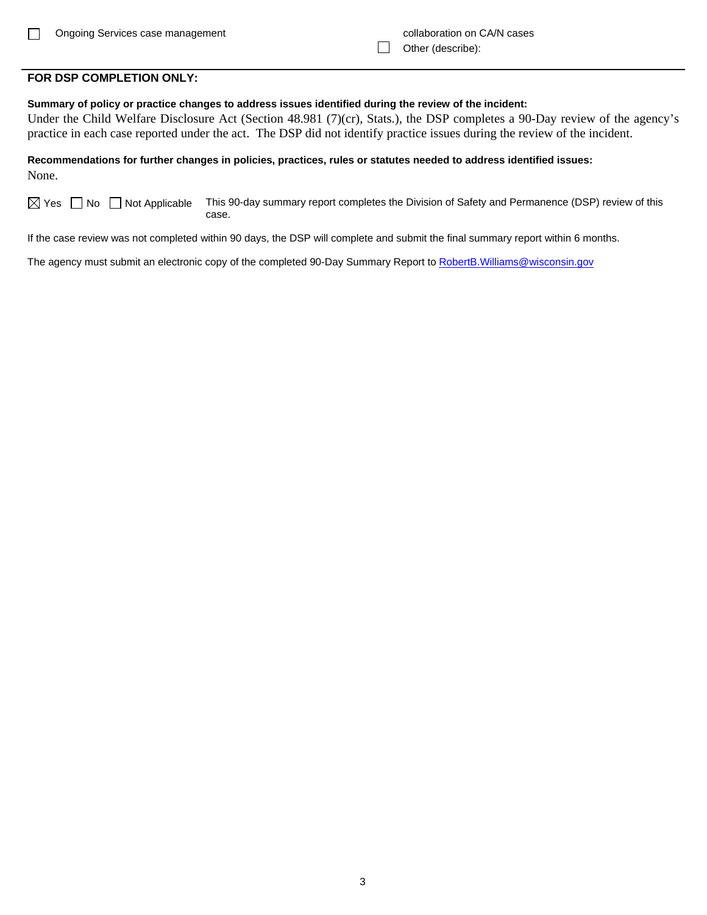☐ Ongoing Services case management

collaboration on CA/N cases

☐ Other (describe):

---

**FOR DSP COMPLETION ONLY:**

**Summary of policy or practice changes to address issues identified during the review of the incident:**

Under the Child Welfare Disclosure Act (Section 48.981 (7)(cr), Stats.), the DSP completes a 90-Day review of the agency's practice in each case reported under the act. The DSP did not identify practice issues during the review of the incident.

**Recommendations for further changes in policies, practices, rules or statutes needed to address identified issues:**

None.

☒ Yes ☐ No ☐ Not Applicable  This 90-day summary report completes the Division of Safety and Permanence (DSP) review of this case.

If the case review was not completed within 90 days, the DSP will complete and submit the final summary report within 6 months.

The agency must submit an electronic copy of the completed 90-Day Summary Report to RobertB.Williams@wisconsin.gov